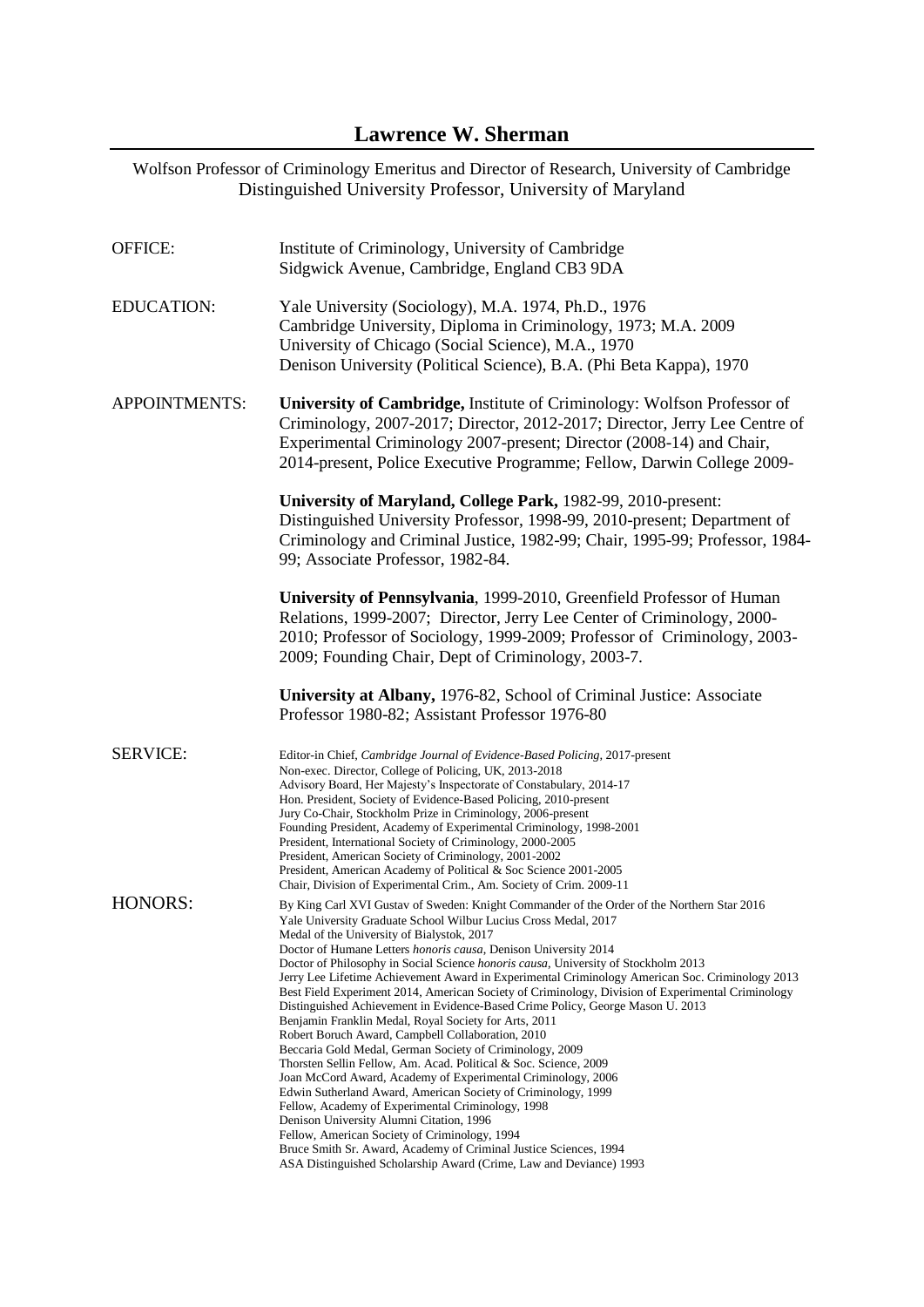# Lawrence W. Sherman

Wolfson Professor of Criminology Emeritus and Director of Research, University of Cambridge
Distinguished University Professor, University of Maryland

**OFFICE:**

Institute of Criminology, University of Cambridge
Sidgwick Avenue, Cambridge, England CB3 9DA

**EDUCATION:**

Yale University (Sociology), M.A. 1974, Ph.D., 1976
Cambridge University, Diploma in Criminology, 1973; M.A. 2009
University of Chicago (Social Science), M.A., 1970
Denison University (Political Science), B.A. (Phi Beta Kappa), 1970

**APPOINTMENTS:**

**University of Cambridge,** Institute of Criminology: Wolfson Professor of Criminology, 2007-2017; Director, 2012-2017; Director, Jerry Lee Centre of Experimental Criminology 2007-present; Director (2008-14) and Chair, 2014-present, Police Executive Programme; Fellow, Darwin College 2009-

**University of Maryland, College Park,** 1982-99, 2010-present: Distinguished University Professor, 1998-99, 2010-present; Department of Criminology and Criminal Justice, 1982-99; Chair, 1995-99; Professor, 1984-99; Associate Professor, 1982-84.

**University of Pennsylvania**, 1999-2010, Greenfield Professor of Human Relations, 1999-2007; Director, Jerry Lee Center of Criminology, 2000-2010; Professor of Sociology, 1999-2009; Professor of Criminology, 2003-2009; Founding Chair, Dept of Criminology, 2003-7.

**University at Albany,** 1976-82, School of Criminal Justice: Associate Professor 1980-82; Assistant Professor 1976-80

**SERVICE:**

Editor-in Chief, *Cambridge Journal of Evidence-Based Policing*, 2017-present
Non-exec. Director, College of Policing, UK, 2013-2018
Advisory Board, Her Majesty's Inspectorate of Constabulary, 2014-17
Hon. President, Society of Evidence-Based Policing, 2010-present
Jury Co-Chair, Stockholm Prize in Criminology, 2006-present
Founding President, Academy of Experimental Criminology, 1998-2001
President, International Society of Criminology, 2000-2005
President, American Society of Criminology, 2001-2002
President, American Academy of Political & Soc Science 2001-2005
Chair, Division of Experimental Crim., Am. Society of Crim. 2009-11

**HONORS:**

By King Carl XVI Gustav of Sweden: Knight Commander of the Order of the Northern Star 2016
Yale University Graduate School Wilbur Lucius Cross Medal, 2017
Medal of the University of Bialystok, 2017
Doctor of Humane Letters *honoris causa*, Denison University 2014
Doctor of Philosophy in Social Science *honoris causa*, University of Stockholm 2013
Jerry Lee Lifetime Achievement Award in Experimental Criminology American Soc. Criminology 2013
Best Field Experiment 2014, American Society of Criminology, Division of Experimental Criminology
Distinguished Achievement in Evidence-Based Crime Policy, George Mason U. 2013
Benjamin Franklin Medal, Royal Society for Arts, 2011
Robert Boruch Award, Campbell Collaboration, 2010
Beccaria Gold Medal, German Society of Criminology, 2009
Thorsten Sellin Fellow, Am. Acad. Political & Soc. Science, 2009
Joan McCord Award, Academy of Experimental Criminology, 2006
Edwin Sutherland Award, American Society of Criminology, 1999
Fellow, Academy of Experimental Criminology, 1998
Denison University Alumni Citation, 1996
Fellow, American Society of Criminology, 1994
Bruce Smith Sr. Award, Academy of Criminal Justice Sciences, 1994
ASA Distinguished Scholarship Award (Crime, Law and Deviance) 1993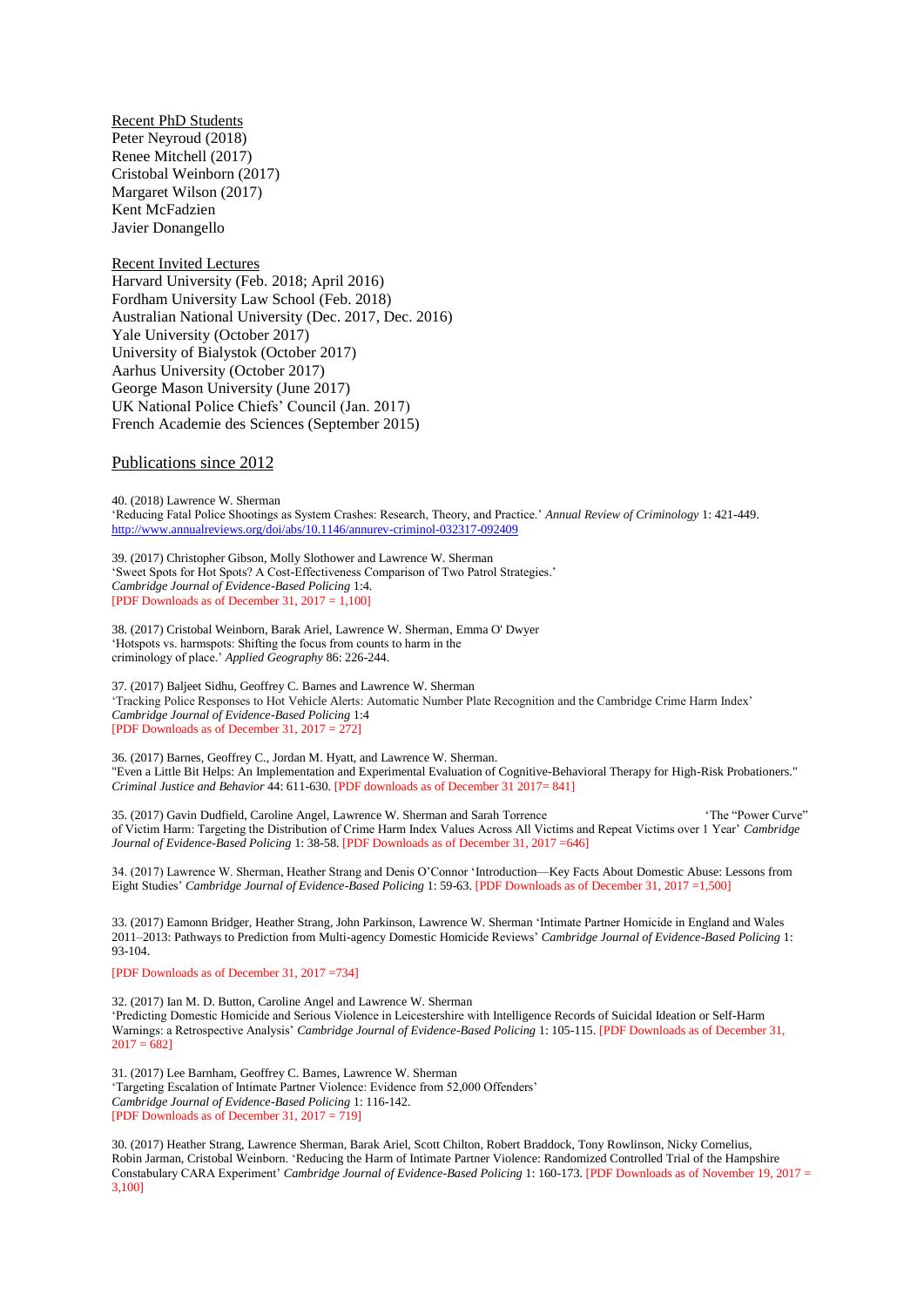Recent PhD Students

Peter Neyroud (2018)
Renee Mitchell (2017)
Cristobal Weinborn (2017)
Margaret Wilson (2017)
Kent McFadzien
Javier Donangello

Recent Invited Lectures

Harvard University (Feb. 2018; April 2016)
Fordham University Law School (Feb. 2018)
Australian National University (Dec. 2017, Dec. 2016)
Yale University (October 2017)
University of Bialystok (October 2017)
Aarhus University (October 2017)
George Mason University (June 2017)
UK National Police Chiefs' Council (Jan. 2017)
French Academie des Sciences (September 2015)

## Publications since 2012

40. (2018) Lawrence W. Sherman
'Reducing Fatal Police Shootings as System Crashes: Research, Theory, and Practice.' *Annual Review of Criminology* 1: 421-449.
http://www.annualreviews.org/doi/abs/10.1146/annurev-criminol-032317-092409

39. (2017) Christopher Gibson, Molly Slothower and Lawrence W. Sherman
'Sweet Spots for Hot Spots? A Cost-Effectiveness Comparison of Two Patrol Strategies.'
*Cambridge Journal of Evidence-Based Policing* 1:4.
[PDF Downloads as of December 31, 2017 = 1,100]

38. (2017) Cristobal Weinborn, Barak Ariel, Lawrence W. Sherman, Emma O' Dwyer
'Hotspots vs. harmspots: Shifting the focus from counts to harm in the criminology of place.' *Applied Geography* 86: 226-244.

37. (2017) Baljeet Sidhu, Geoffrey C. Barnes and Lawrence W. Sherman
'Tracking Police Responses to Hot Vehicle Alerts: Automatic Number Plate Recognition and the Cambridge Crime Harm Index'
*Cambridge Journal of Evidence-Based Policing* 1:4
[PDF Downloads as of December 31, 2017 = 272]

36. (2017) Barnes, Geoffrey C., Jordan M. Hyatt, and Lawrence W. Sherman.
"Even a Little Bit Helps: An Implementation and Experimental Evaluation of Cognitive-Behavioral Therapy for High-Risk Probationers." *Criminal Justice and Behavior* 44: 611-630. [PDF downloads as of December 31 2017= 841]

35. (2017) Gavin Dudfield, Caroline Angel, Lawrence W. Sherman and Sarah Torrence 'The "Power Curve" of Victim Harm: Targeting the Distribution of Crime Harm Index Values Across All Victims and Repeat Victims over 1 Year' *Cambridge Journal of Evidence-Based Policing* 1: 38-58. [PDF Downloads as of December 31, 2017 =646]

34. (2017) Lawrence W. Sherman, Heather Strang and Denis O'Connor 'Introduction—Key Facts About Domestic Abuse: Lessons from Eight Studies' *Cambridge Journal of Evidence-Based Policing* 1: 59-63. [PDF Downloads as of December 31, 2017 =1,500]

33. (2017) Eamonn Bridger, Heather Strang, John Parkinson, Lawrence W. Sherman 'Intimate Partner Homicide in England and Wales 2011–2013: Pathways to Prediction from Multi-agency Domestic Homicide Reviews' *Cambridge Journal of Evidence-Based Policing* 1: 93-104.

[PDF Downloads as of December 31, 2017 =734]

32. (2017) Ian M. D. Button, Caroline Angel and Lawrence W. Sherman
'Predicting Domestic Homicide and Serious Violence in Leicestershire with Intelligence Records of Suicidal Ideation or Self-Harm Warnings: a Retrospective Analysis' *Cambridge Journal of Evidence-Based Policing* 1: 105-115. [PDF Downloads as of December 31, 2017 = 682]

31. (2017) Lee Barnham, Geoffrey C. Barnes, Lawrence W. Sherman
'Targeting Escalation of Intimate Partner Violence: Evidence from 52,000 Offenders'
*Cambridge Journal of Evidence-Based Policing* 1: 116-142.
[PDF Downloads as of December 31, 2017 = 719]

30. (2017) Heather Strang, Lawrence Sherman, Barak Ariel, Scott Chilton, Robert Braddock, Tony Rowlinson, Nicky Cornelius, Robin Jarman, Cristobal Weinborn. 'Reducing the Harm of Intimate Partner Violence: Randomized Controlled Trial of the Hampshire Constabulary CARA Experiment' *Cambridge Journal of Evidence-Based Policing* 1: 160-173. [PDF Downloads as of November 19, 2017 = 3,100]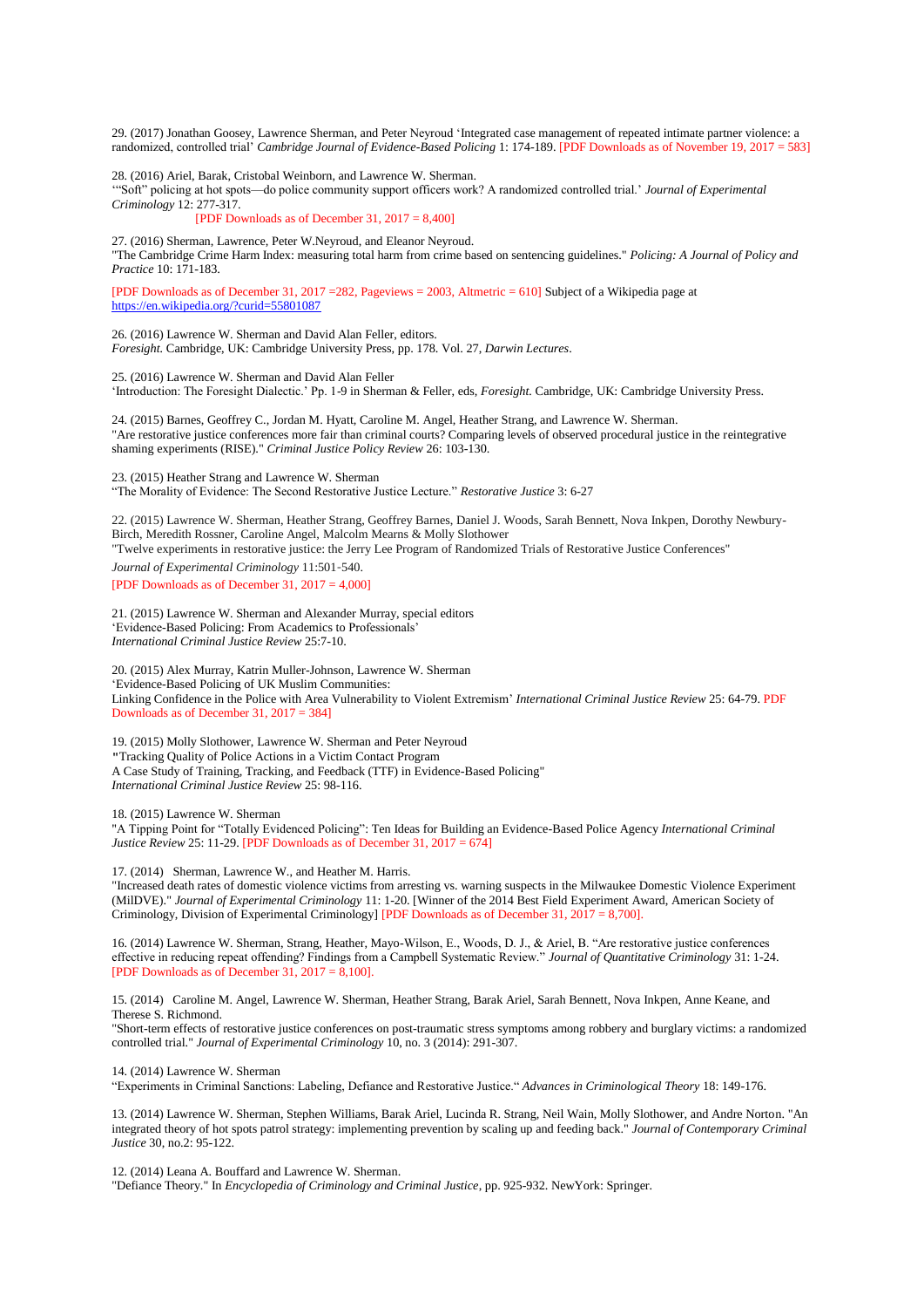29. (2017) Jonathan Goosey, Lawrence Sherman, and Peter Neyroud 'Integrated case management of repeated intimate partner violence: a randomized, controlled trial' *Cambridge Journal of Evidence-Based Policing* 1: 174-189. [PDF Downloads as of November 19, 2017 = 583]

28. (2016) Ariel, Barak, Cristobal Weinborn, and Lawrence W. Sherman.
'"Soft" policing at hot spots—do police community support officers work? A randomized controlled trial.' *Journal of Experimental Criminology* 12: 277-317.
[PDF Downloads as of December 31, 2017 = 8,400]

27. (2016) Sherman, Lawrence, Peter W.Neyroud, and Eleanor Neyroud.
"The Cambridge Crime Harm Index: measuring total harm from crime based on sentencing guidelines." *Policing: A Journal of Policy and Practice* 10: 171-183.

[PDF Downloads as of December 31, 2017 =282, Pageviews = 2003, Altmetric = 610] Subject of a Wikipedia page at https://en.wikipedia.org/?curid=55801087

26. (2016) Lawrence W. Sherman and David Alan Feller, editors.
*Foresight.* Cambridge, UK: Cambridge University Press, pp. 178. Vol. 27, *Darwin Lectures*.

25. (2016) Lawrence W. Sherman and David Alan Feller
'Introduction: The Foresight Dialectic.' Pp. 1-9 in Sherman & Feller, eds, *Foresight.* Cambridge, UK: Cambridge University Press.

24. (2015) Barnes, Geoffrey C., Jordan M. Hyatt, Caroline M. Angel, Heather Strang, and Lawrence W. Sherman.
"Are restorative justice conferences more fair than criminal courts? Comparing levels of observed procedural justice in the reintegrative shaming experiments (RISE)." *Criminal Justice Policy Review* 26: 103-130.

23. (2015) Heather Strang and Lawrence W. Sherman
"The Morality of Evidence: The Second Restorative Justice Lecture." *Restorative Justice* 3: 6-27

22. (2015) Lawrence W. Sherman, Heather Strang, Geoffrey Barnes, Daniel J. Woods, Sarah Bennett, Nova Inkpen, Dorothy Newbury-Birch, Meredith Rossner, Caroline Angel, Malcolm Mearns & Molly Slothower
"Twelve experiments in restorative justice: the Jerry Lee Program of Randomized Trials of Restorative Justice Conferences"
*Journal of Experimental Criminology* 11:501-540.
[PDF Downloads as of December 31, 2017 = 4,000]

21. (2015) Lawrence W. Sherman and Alexander Murray, special editors
'Evidence-Based Policing: From Academics to Professionals'
*International Criminal Justice Review* 25:7-10.

20. (2015) Alex Murray, Katrin Muller-Johnson, Lawrence W. Sherman
'Evidence-Based Policing of UK Muslim Communities:
Linking Confidence in the Police with Area Vulnerability to Violent Extremism' *International Criminal Justice Review* 25: 64-79. PDF Downloads as of December 31, 2017 = 384]

19. (2015) Molly Slothower, Lawrence W. Sherman and Peter Neyroud
"Tracking Quality of Police Actions in a Victim Contact Program
A Case Study of Training, Tracking, and Feedback (TTF) in Evidence-Based Policing"
*International Criminal Justice Review* 25: 98-116.

18. (2015) Lawrence W. Sherman
"A Tipping Point for "Totally Evidenced Policing": Ten Ideas for Building an Evidence-Based Police Agency *International Criminal Justice Review* 25: 11-29. [PDF Downloads as of December 31, 2017 = 674]

17. (2014) Sherman, Lawrence W., and Heather M. Harris.
"Increased death rates of domestic violence victims from arresting vs. warning suspects in the Milwaukee Domestic Violence Experiment (MilDVE)." *Journal of Experimental Criminology* 11: 1-20. [Winner of the 2014 Best Field Experiment Award, American Society of Criminology, Division of Experimental Criminology] [PDF Downloads as of December 31, 2017 = 8,700].

16. (2014) Lawrence W. Sherman, Strang, Heather, Mayo-Wilson, E., Woods, D. J., & Ariel, B. "Are restorative justice conferences effective in reducing repeat offending? Findings from a Campbell Systematic Review." *Journal of Quantitative Criminology* 31: 1-24.
[PDF Downloads as of December 31, 2017 = 8,100].

15. (2014) Caroline M. Angel, Lawrence W. Sherman, Heather Strang, Barak Ariel, Sarah Bennett, Nova Inkpen, Anne Keane, and Therese S. Richmond.
"Short-term effects of restorative justice conferences on post-traumatic stress symptoms among robbery and burglary victims: a randomized controlled trial." *Journal of Experimental Criminology* 10, no. 3 (2014): 291-307.

14. (2014) Lawrence W. Sherman
"Experiments in Criminal Sanctions: Labeling, Defiance and Restorative Justice." *Advances in Criminological Theory* 18: 149-176.

13. (2014) Lawrence W. Sherman, Stephen Williams, Barak Ariel, Lucinda R. Strang, Neil Wain, Molly Slothower, and Andre Norton. "An integrated theory of hot spots patrol strategy: implementing prevention by scaling up and feeding back." *Journal of Contemporary Criminal Justice* 30, no.2: 95-122.

12. (2014) Leana A. Bouffard and Lawrence W. Sherman.
"Defiance Theory." In *Encyclopedia of Criminology and Criminal Justice*, pp. 925-932. NewYork: Springer.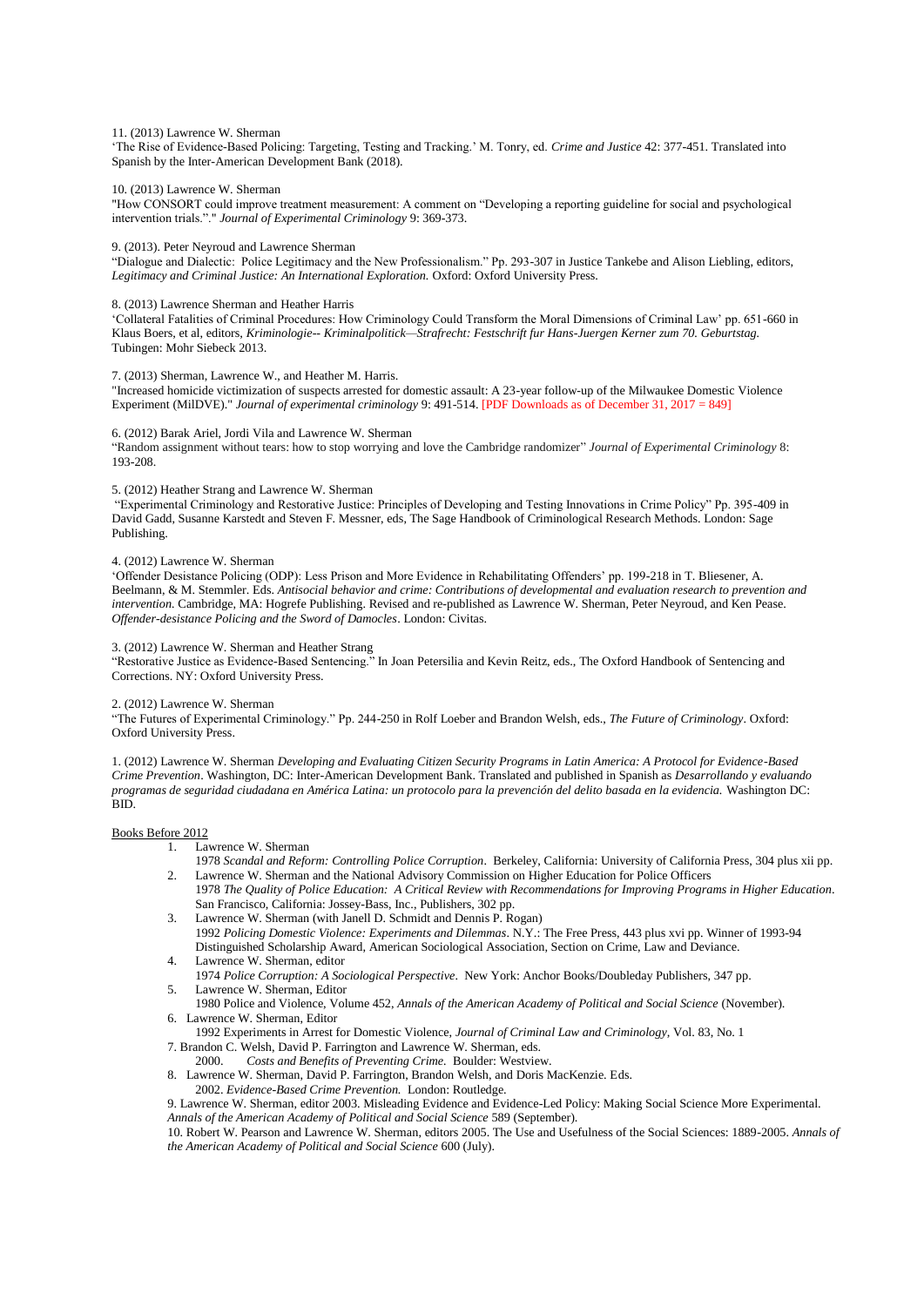11. (2013) Lawrence W. Sherman
'The Rise of Evidence-Based Policing: Targeting, Testing and Tracking.' M. Tonry, ed. *Crime and Justice* 42: 377-451. Translated into Spanish by the Inter-American Development Bank (2018).

10. (2013) Lawrence W. Sherman
"How CONSORT could improve treatment measurement: A comment on "Developing a reporting guideline for social and psychological intervention trials."." *Journal of Experimental Criminology* 9: 369-373.

9. (2013). Peter Neyroud and Lawrence Sherman
"Dialogue and Dialectic: Police Legitimacy and the New Professionalism." Pp. 293-307 in Justice Tankebe and Alison Liebling, editors, *Legitimacy and Criminal Justice: An International Exploration.* Oxford: Oxford University Press.

8. (2013) Lawrence Sherman and Heather Harris
'Collateral Fatalities of Criminal Procedures: How Criminology Could Transform the Moral Dimensions of Criminal Law' pp. 651-660 in Klaus Boers, et al, editors, *Kriminologie-- Kriminalpolitick—Strafrecht: Festschrift fur Hans-Juergen Kerner zum 70. Geburtstag.* Tubingen: Mohr Siebeck 2013.

7. (2013) Sherman, Lawrence W., and Heather M. Harris.
"Increased homicide victimization of suspects arrested for domestic assault: A 23-year follow-up of the Milwaukee Domestic Violence Experiment (MilDVE)." *Journal of experimental criminology* 9: 491-514. [PDF Downloads as of December 31, 2017 = 849]

6. (2012) Barak Ariel, Jordi Vila and Lawrence W. Sherman
"Random assignment without tears: how to stop worrying and love the Cambridge randomizer" *Journal of Experimental Criminology* 8: 193-208.

5. (2012) Heather Strang and Lawrence W. Sherman
"Experimental Criminology and Restorative Justice: Principles of Developing and Testing Innovations in Crime Policy" Pp. 395-409 in David Gadd, Susanne Karstedt and Steven F. Messner, eds, The Sage Handbook of Criminological Research Methods. London: Sage Publishing.

4. (2012) Lawrence W. Sherman
'Offender Desistance Policing (ODP): Less Prison and More Evidence in Rehabilitating Offenders' pp. 199-218 in T. Bliesener, A. Beelmann, & M. Stemmler. Eds. *Antisocial behavior and crime: Contributions of developmental and evaluation research to prevention and intervention.* Cambridge, MA: Hogrefe Publishing. Revised and re-published as Lawrence W. Sherman, Peter Neyroud, and Ken Pease. *Offender-desistance Policing and the Sword of Damocles*. London: Civitas.

3. (2012) Lawrence W. Sherman and Heather Strang
"Restorative Justice as Evidence-Based Sentencing." In Joan Petersilia and Kevin Reitz, eds., The Oxford Handbook of Sentencing and Corrections. NY: Oxford University Press.

2. (2012) Lawrence W. Sherman
"The Futures of Experimental Criminology." Pp. 244-250 in Rolf Loeber and Brandon Welsh, eds., *The Future of Criminology*. Oxford: Oxford University Press.

1. (2012) Lawrence W. Sherman *Developing and Evaluating Citizen Security Programs in Latin America: A Protocol for Evidence-Based Crime Prevention*. Washington, DC: Inter-American Development Bank. Translated and published in Spanish as *Desarrollando y evaluando programas de seguridad ciudadana en América Latina: un protocolo para la prevención del delito basada en la evidencia.* Washington DC: BID.

Books Before 2012

1. Lawrence W. Sherman
   1978 *Scandal and Reform: Controlling Police Corruption*. Berkeley, California: University of California Press, 304 plus xii pp.
2. Lawrence W. Sherman and the National Advisory Commission on Higher Education for Police Officers
   1978 *The Quality of Police Education: A Critical Review with Recommendations for Improving Programs in Higher Education*. San Francisco, California: Jossey-Bass, Inc., Publishers, 302 pp.
3. Lawrence W. Sherman (with Janell D. Schmidt and Dennis P. Rogan)
   1992 *Policing Domestic Violence: Experiments and Dilemmas*. N.Y.: The Free Press, 443 plus xvi pp. Winner of 1993-94 Distinguished Scholarship Award, American Sociological Association, Section on Crime, Law and Deviance.
4. Lawrence W. Sherman, editor
   1974 *Police Corruption: A Sociological Perspective*. New York: Anchor Books/Doubleday Publishers, 347 pp.
5. Lawrence W. Sherman, Editor
   1980 Police and Violence, Volume 452, *Annals of the American Academy of Political and Social Science* (November).
6. Lawrence W. Sherman, Editor
   1992 Experiments in Arrest for Domestic Violence, *Journal of Criminal Law and Criminology*, Vol. 83, No. 1
7. Brandon C. Welsh, David P. Farrington and Lawrence W. Sherman, eds.
   2000. *Costs and Benefits of Preventing Crime.* Boulder: Westview.
8. Lawrence W. Sherman, David P. Farrington, Brandon Welsh, and Doris MacKenzie. Eds.
   2002. *Evidence-Based Crime Prevention.* London: Routledge.
9. Lawrence W. Sherman, editor 2003. Misleading Evidence and Evidence-Led Policy: Making Social Science More Experimental. *Annals of the American Academy of Political and Social Science* 589 (September).
10. Robert W. Pearson and Lawrence W. Sherman, editors 2005. The Use and Usefulness of the Social Sciences: 1889-2005. *Annals of the American Academy of Political and Social Science* 600 (July).